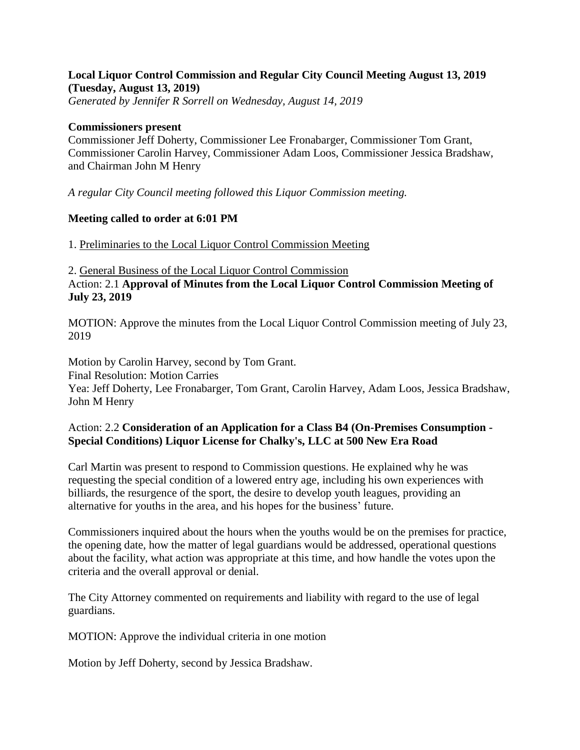**Local Liquor Control Commission and Regular City Council Meeting August 13, 2019 (Tuesday, August 13, 2019)**

*Generated by Jennifer R Sorrell on Wednesday, August 14, 2019*

**Commissioners present**

Commissioner Jeff Doherty, Commissioner Lee Fronabarger, Commissioner Tom Grant, Commissioner Carolin Harvey, Commissioner Adam Loos, Commissioner Jessica Bradshaw, and Chairman John M Henry

*A regular City Council meeting followed this Liquor Commission meeting.*

**Meeting called to order at 6:01 PM**

1. Preliminaries to the Local Liquor Control Commission Meeting

2. General Business of the Local Liquor Control Commission

Action: 2.1 **Approval of Minutes from the Local Liquor Control Commission Meeting of July 23, 2019**

MOTION: Approve the minutes from the Local Liquor Control Commission meeting of July 23, 2019

Motion by Carolin Harvey, second by Tom Grant.
Final Resolution: Motion Carries
Yea: Jeff Doherty, Lee Fronabarger, Tom Grant, Carolin Harvey, Adam Loos, Jessica Bradshaw, John M Henry

Action: 2.2 **Consideration of an Application for a Class B4 (On-Premises Consumption - Special Conditions) Liquor License for Chalky's, LLC at 500 New Era Road**

Carl Martin was present to respond to Commission questions. He explained why he was requesting the special condition of a lowered entry age, including his own experiences with billiards, the resurgence of the sport, the desire to develop youth leagues, providing an alternative for youths in the area, and his hopes for the business' future.

Commissioners inquired about the hours when the youths would be on the premises for practice, the opening date, how the matter of legal guardians would be addressed, operational questions about the facility, what action was appropriate at this time, and how handle the votes upon the criteria and the overall approval or denial.

The City Attorney commented on requirements and liability with regard to the use of legal guardians.

MOTION: Approve the individual criteria in one motion

Motion by Jeff Doherty, second by Jessica Bradshaw.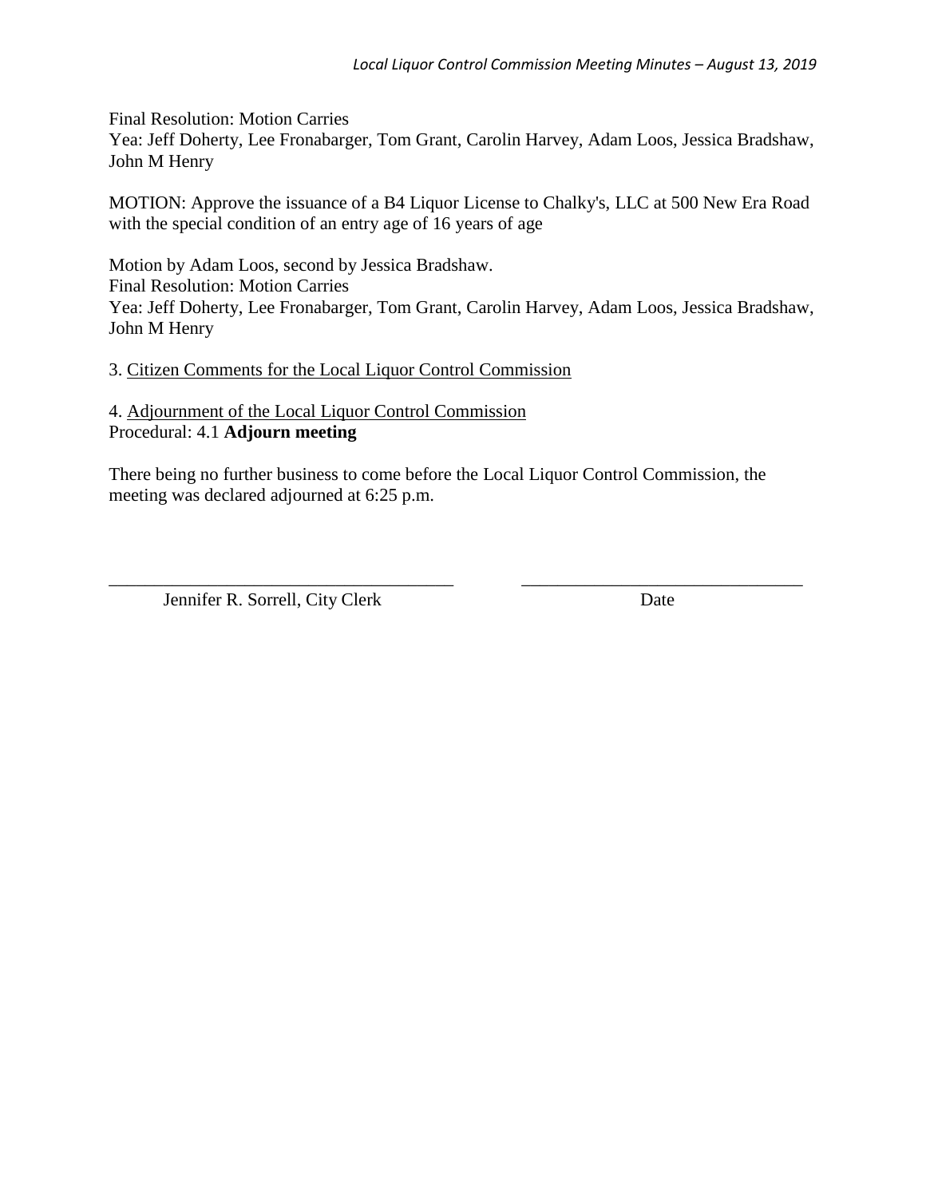Final Resolution: Motion Carries
Yea: Jeff Doherty, Lee Fronabarger, Tom Grant, Carolin Harvey, Adam Loos, Jessica Bradshaw, John M Henry

MOTION: Approve the issuance of a B4 Liquor License to Chalky's, LLC at 500 New Era Road with the special condition of an entry age of 16 years of age

Motion by Adam Loos, second by Jessica Bradshaw.
Final Resolution: Motion Carries
Yea: Jeff Doherty, Lee Fronabarger, Tom Grant, Carolin Harvey, Adam Loos, Jessica Bradshaw, John M Henry

3. Citizen Comments for the Local Liquor Control Commission

4. Adjournment of the Local Liquor Control Commission
Procedural: 4.1 **Adjourn meeting**

There being no further business to come before the Local Liquor Control Commission, the meeting was declared adjourned at 6:25 p.m.

_______________________________________ _______________________________

Jennifer R. Sorrell, City Clerk Date